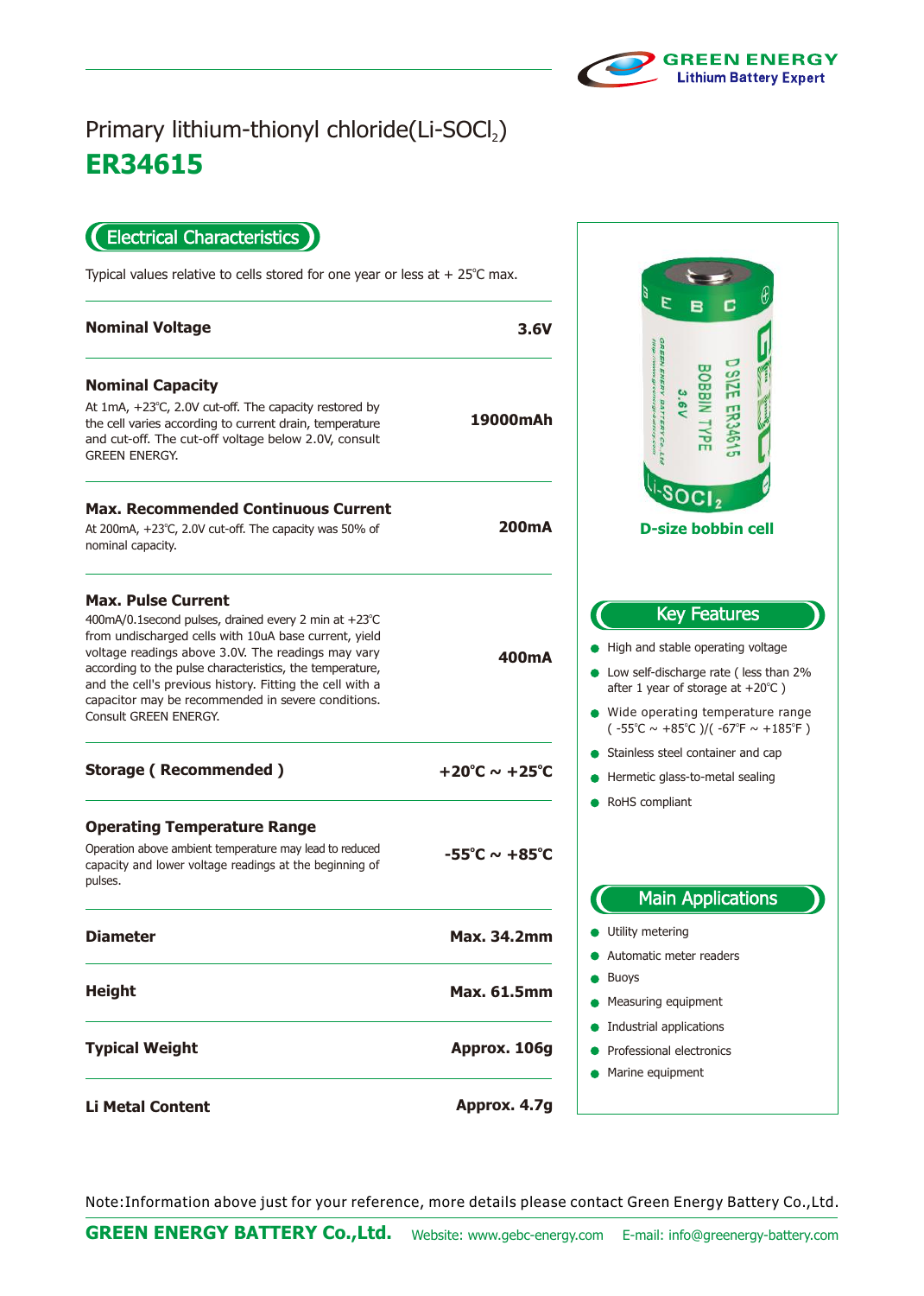GREEN ENERGY
Lithium Battery Expert

# Primary lithium-thionyl chloride(Li-$SOCl_2$)

# ER34615

## Electrical Characteristics

Typical values relative to cells stored for one year or less at + 25℃ max.

| Parameter | Value |
|---|---|
| **Nominal Voltage** | **3.6V** |
| **Nominal Capacity**<br>At 1mA, +23℃, 2.0V cut-off. The capacity restored by the cell varies according to current drain, temperature and cut-off. The cut-off voltage below 2.0V, consult GREEN ENERGY. | **19000mAh** |
| **Max. Recommended Continuous Current**<br>At 200mA, +23℃, 2.0V cut-off. The capacity was 50% of nominal capacity. | **200mA** |
| **Max. Pulse Current**<br>400mA/0.1second pulses, drained every 2 min at +23℃ from undischarged cells with 10uA base current, yield voltage readings above 3.0V. The readings may vary according to the pulse characteristics, the temperature, and the cell's previous history. Fitting the cell with a capacitor may be recommended in severe conditions. Consult GREEN ENERGY. | **400mA** |
| **Storage ( Recommended )** | **+20℃ ~ +25℃** |
| **Operating Temperature Range**<br>Operation above ambient temperature may lead to reduced capacity and lower voltage readings at the beginning of pulses. | **-55℃ ~ +85℃** |
| **Diameter** | **Max. 34.2mm** |
| **Height** | **Max. 61.5mm** |
| **Typical Weight** | **Approx. 106g** |
| **Li Metal Content** | **Approx. 4.7g** |

**D-size bobbin cell**

## Key Features

- High and stable operating voltage
- Low self-discharge rate ( less than 2% after 1 year of storage at +20℃ )
- Wide operating temperature range ( -55℃ ~ +85℃ )/( -67℉ ~ +185℉ )
- Stainless steel container and cap
- Hermetic glass-to-metal sealing
- RoHS compliant

## Main Applications

- Utility metering
- Automatic meter readers
- Buoys
- Measuring equipment
- Industrial applications
- Professional electronics
- Marine equipment

Note:Information above just for your reference, more details please contact Green Energy Battery Co.,Ltd.

**GREEN ENERGY BATTERY Co.,Ltd.** Website: www.gebc-energy.com E-mail: info@greenergy-battery.com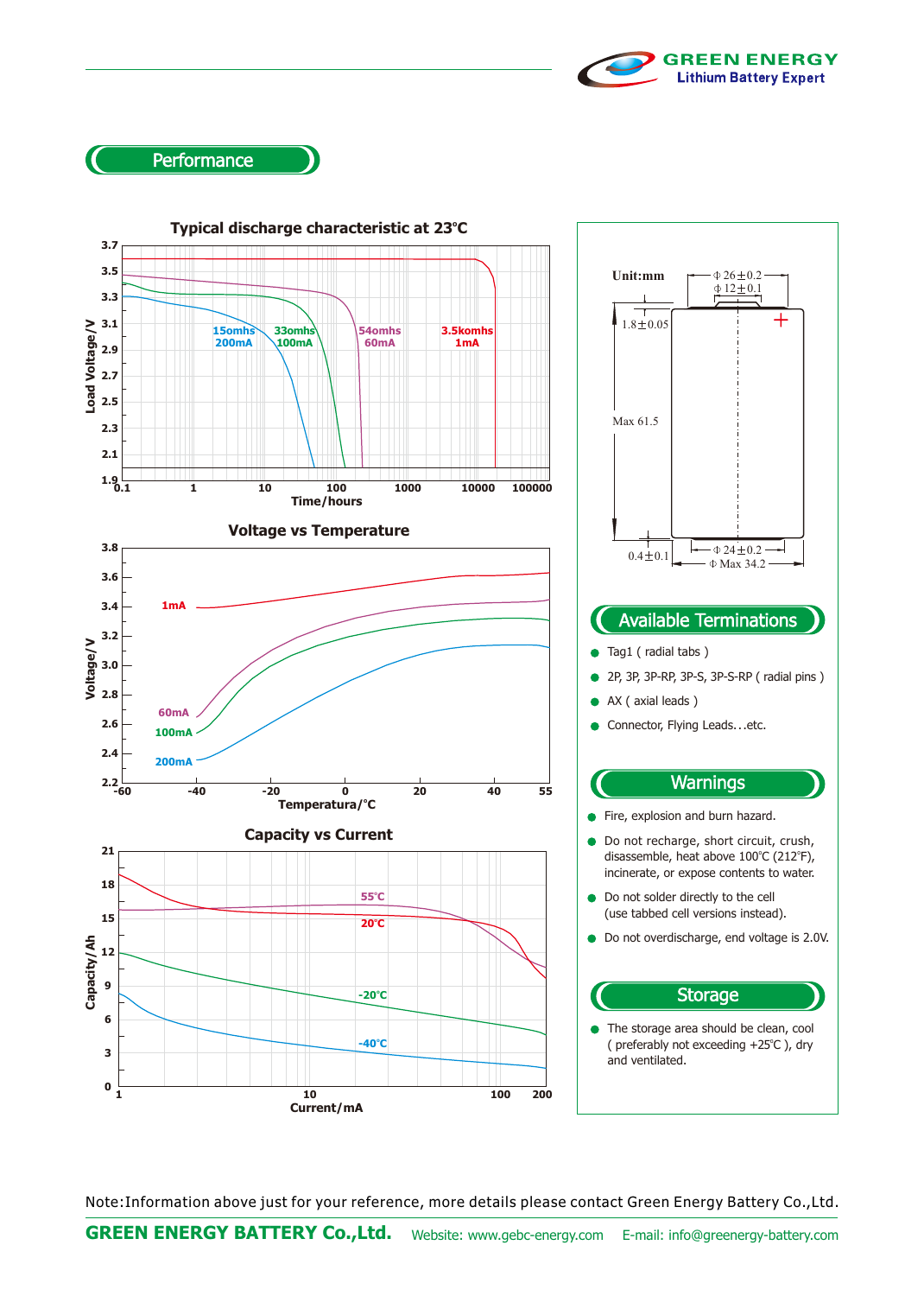## Performance

### Typical discharge characteristic at 23℃

Load Voltage/V

3.7
3.5
3.3
3.1
2.9
2.7
2.5
2.3
2.1
1.9

15omhs 200mA
33omhs 100mA
54omhs 60mA
3.5komhs 1mA

0.1 1 10 100 1000 10000 100000

Time/hours

### Voltage vs Temperature

Voltage/V

3.8
3.6
3.4
3.2
3.0
2.8
2.6
2.4
2.2

1mA
60mA
100mA
200mA

-60 -40 -20 0 20 40 55

Temperatura/℃

### Capacity vs Current

Capacity/Ah

21
18
15
12
9
6
3
0

55℃
20℃
-20℃
-40℃

1 10 100 200

Current/mA

Unit:mm

Φ 26±0.2
Φ 12±0.1
1.8±0.05
Max 61.5
0.4±0.1
Φ 24±0.2
Φ Max 34.2

## Available Terminations

- Tag1 ( radial tabs )
- 2P, 3P, 3P-RP, 3P-S, 3P-S-RP ( radial pins )
- AX ( axial leads )
- Connector, Flying Leads…etc.

## Warnings

- Fire, explosion and burn hazard.
- Do not recharge, short circuit, crush, disassemble, heat above 100℃ (212℉), incinerate, or expose contents to water.
- Do not solder directly to the cell (use tabbed cell versions instead).
- Do not overdischarge, end voltage is 2.0V.

## Storage

- The storage area should be clean, cool ( preferably not exceeding +25℃ ), dry and ventilated.

Note:Information above just for your reference, more details please contact Green Energy Battery Co.,Ltd.

**GREEN ENERGY BATTERY Co.,Ltd.** Website: www.gebc-energy.com E-mail: info@greenergy-battery.com